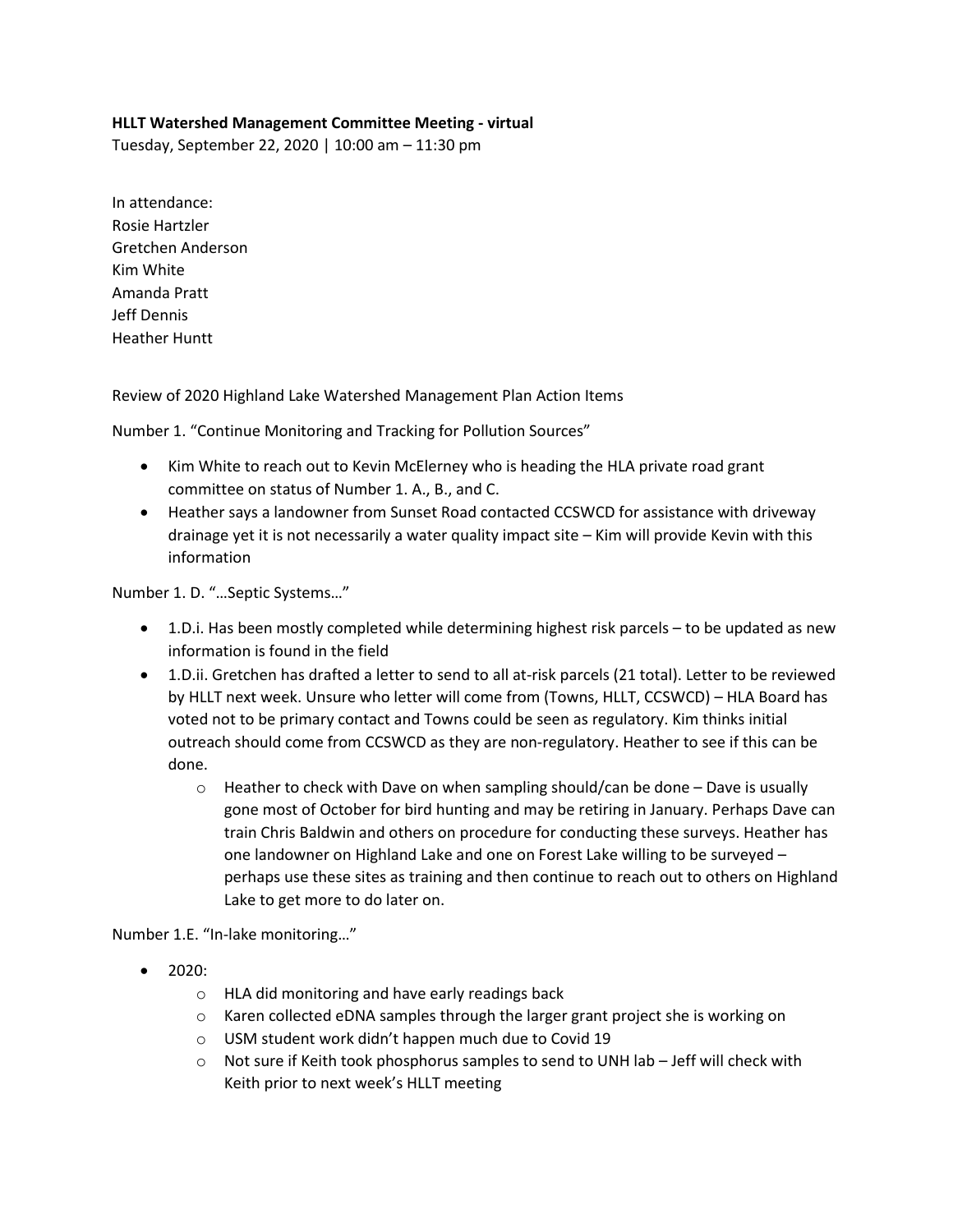**HLLT Watershed Management Committee Meeting - virtual**

Tuesday, September 22, 2020 | 10:00 am – 11:30 pm

In attendance:
Rosie Hartzler
Gretchen Anderson
Kim White
Amanda Pratt
Jeff Dennis
Heather Huntt

Review of 2020 Highland Lake Watershed Management Plan Action Items

Number 1. "Continue Monitoring and Tracking for Pollution Sources"

- Kim White to reach out to Kevin McElerney who is heading the HLA private road grant committee on status of Number 1. A., B., and C.
- Heather says a landowner from Sunset Road contacted CCSWCD for assistance with driveway drainage yet it is not necessarily a water quality impact site – Kim will provide Kevin with this information

Number 1. D. "…Septic Systems…"

- 1.D.i. Has been mostly completed while determining highest risk parcels – to be updated as new information is found in the field
- 1.D.ii. Gretchen has drafted a letter to send to all at-risk parcels (21 total). Letter to be reviewed by HLLT next week. Unsure who letter will come from (Towns, HLLT, CCSWCD) – HLA Board has voted not to be primary contact and Towns could be seen as regulatory. Kim thinks initial outreach should come from CCSWCD as they are non-regulatory. Heather to see if this can be done.
    - Heather to check with Dave on when sampling should/can be done – Dave is usually gone most of October for bird hunting and may be retiring in January. Perhaps Dave can train Chris Baldwin and others on procedure for conducting these surveys. Heather has one landowner on Highland Lake and one on Forest Lake willing to be surveyed – perhaps use these sites as training and then continue to reach out to others on Highland Lake to get more to do later on.

Number 1.E. "In-lake monitoring…"

- 2020:
    - HLA did monitoring and have early readings back
    - Karen collected eDNA samples through the larger grant project she is working on
    - USM student work didn't happen much due to Covid 19
    - Not sure if Keith took phosphorus samples to send to UNH lab – Jeff will check with Keith prior to next week's HLLT meeting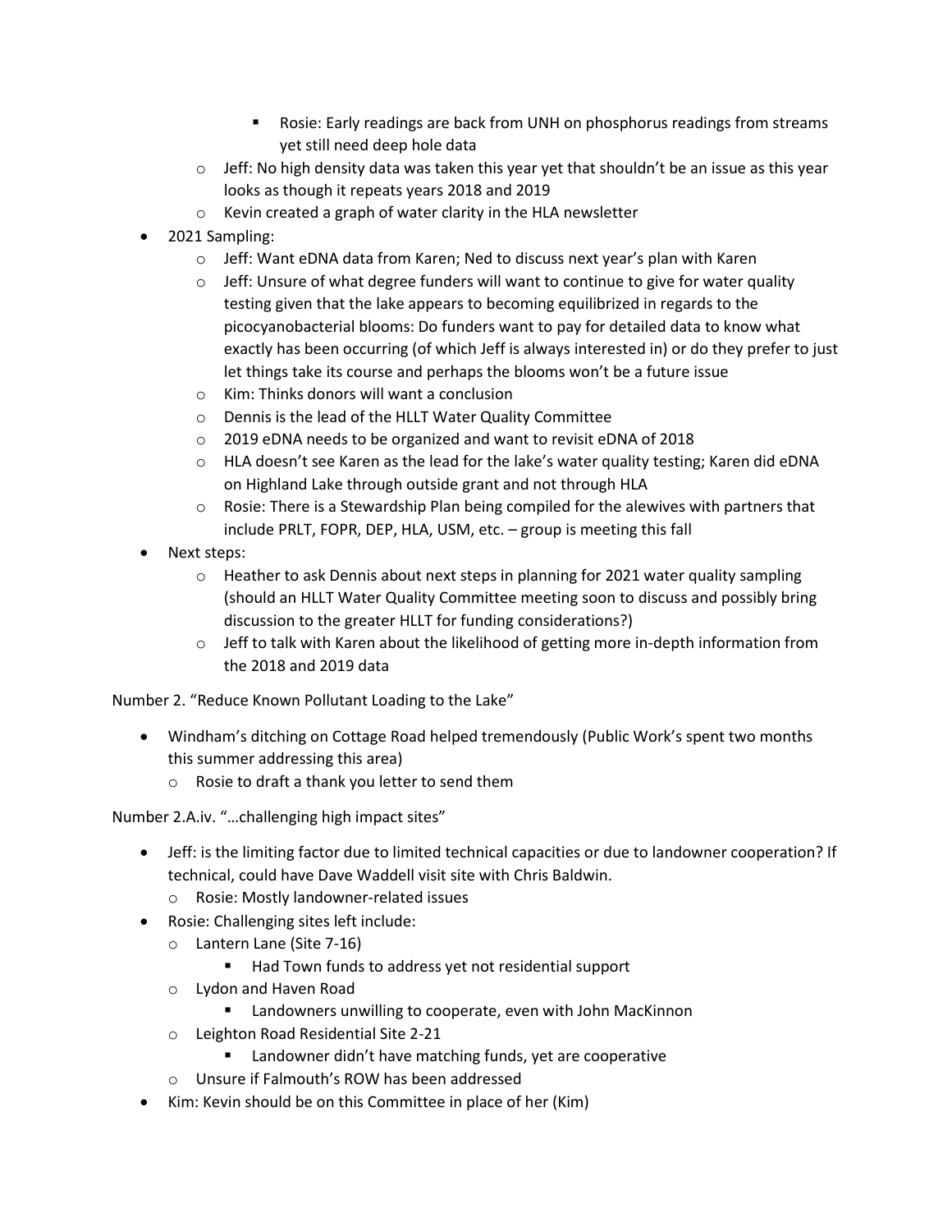- Rosie: Early readings are back from UNH on phosphorus readings from streams yet still need deep hole data
    - Jeff: No high density data was taken this year yet that shouldn't be an issue as this year looks as though it repeats years 2018 and 2019
    - Kevin created a graph of water clarity in the HLA newsletter
- 2021 Sampling:
    - Jeff: Want eDNA data from Karen; Ned to discuss next year's plan with Karen
    - Jeff: Unsure of what degree funders will want to continue to give for water quality testing given that the lake appears to becoming equilibrized in regards to the picocyanobacterial blooms: Do funders want to pay for detailed data to know what exactly has been occurring (of which Jeff is always interested in) or do they prefer to just let things take its course and perhaps the blooms won't be a future issue
    - Kim: Thinks donors will want a conclusion
    - Dennis is the lead of the HLLT Water Quality Committee
    - 2019 eDNA needs to be organized and want to revisit eDNA of 2018
    - HLA doesn't see Karen as the lead for the lake's water quality testing; Karen did eDNA on Highland Lake through outside grant and not through HLA
    - Rosie: There is a Stewardship Plan being compiled for the alewives with partners that include PRLT, FOPR, DEP, HLA, USM, etc. – group is meeting this fall
- Next steps:
    - Heather to ask Dennis about next steps in planning for 2021 water quality sampling (should an HLLT Water Quality Committee meeting soon to discuss and possibly bring discussion to the greater HLLT for funding considerations?)
    - Jeff to talk with Karen about the likelihood of getting more in-depth information from the 2018 and 2019 data

Number 2. "Reduce Known Pollutant Loading to the Lake"

- Windham's ditching on Cottage Road helped tremendously (Public Work's spent two months this summer addressing this area)
    - Rosie to draft a thank you letter to send them

Number 2.A.iv. "…challenging high impact sites"

- Jeff: is the limiting factor due to limited technical capacities or due to landowner cooperation? If technical, could have Dave Waddell visit site with Chris Baldwin.
    - Rosie: Mostly landowner-related issues
- Rosie: Challenging sites left include:
    - Lantern Lane (Site 7-16)
        - Had Town funds to address yet not residential support
    - Lydon and Haven Road
        - Landowners unwilling to cooperate, even with John MacKinnon
    - Leighton Road Residential Site 2-21
        - Landowner didn't have matching funds, yet are cooperative
    - Unsure if Falmouth's ROW has been addressed
- Kim: Kevin should be on this Committee in place of her (Kim)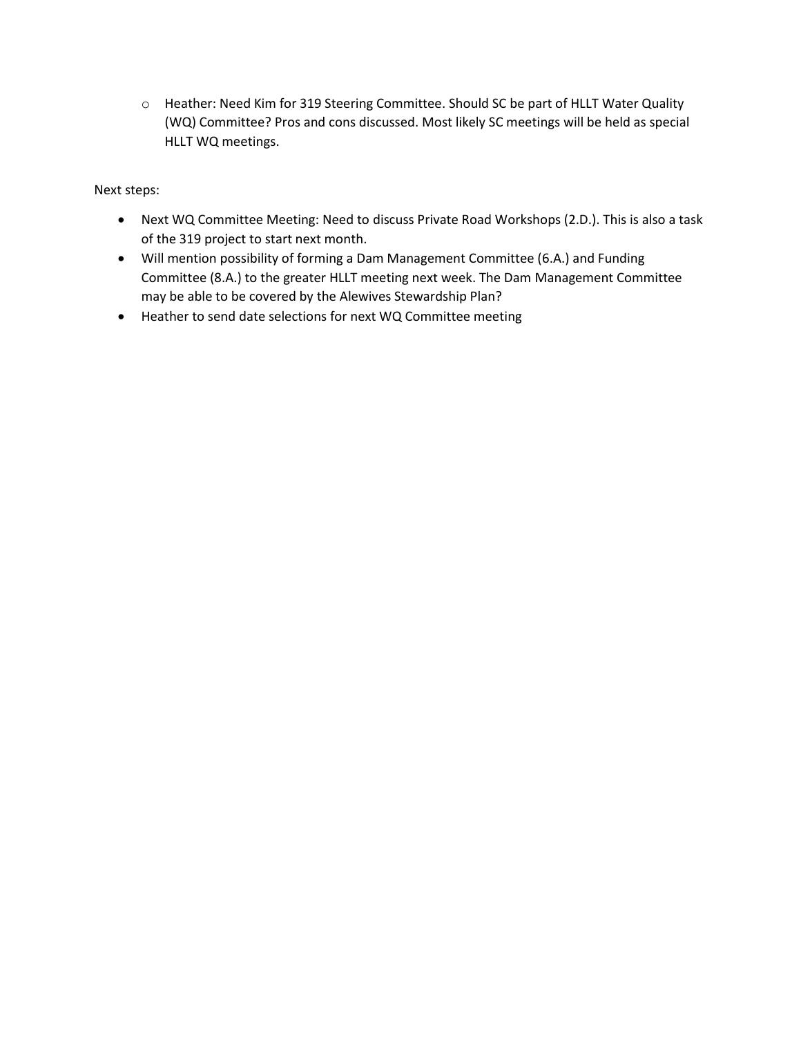- Heather: Need Kim for 319 Steering Committee. Should SC be part of HLLT Water Quality (WQ) Committee? Pros and cons discussed. Most likely SC meetings will be held as special HLLT WQ meetings.

Next steps:

- Next WQ Committee Meeting: Need to discuss Private Road Workshops (2.D.). This is also a task of the 319 project to start next month.
- Will mention possibility of forming a Dam Management Committee (6.A.) and Funding Committee (8.A.) to the greater HLLT meeting next week. The Dam Management Committee may be able to be covered by the Alewives Stewardship Plan?
- Heather to send date selections for next WQ Committee meeting